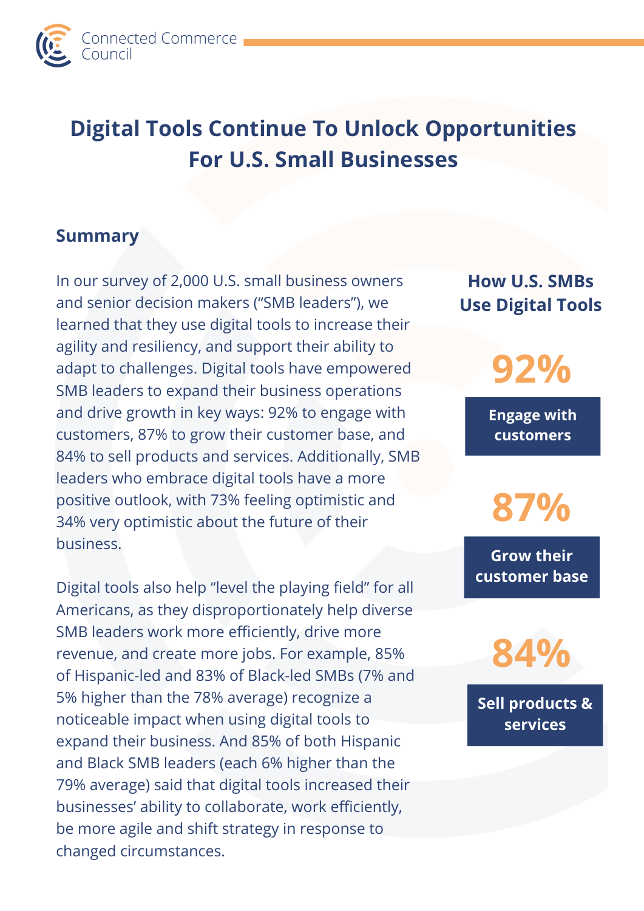Connected Commerce Council

# Digital Tools Continue To Unlock Opportunities For U.S. Small Businesses

## Summary

In our survey of 2,000 U.S. small business owners and senior decision makers ("SMB leaders"), we learned that they use digital tools to increase their agility and resiliency, and support their ability to adapt to challenges. Digital tools have empowered SMB leaders to expand their business operations and drive growth in key ways: 92% to engage with customers, 87% to grow their customer base, and 84% to sell products and services. Additionally, SMB leaders who embrace digital tools have a more positive outlook, with 73% feeling optimistic and 34% very optimistic about the future of their business.

Digital tools also help "level the playing field" for all Americans, as they disproportionately help diverse SMB leaders work more efficiently, drive more revenue, and create more jobs. For example, 85% of Hispanic-led and 83% of Black-led SMBs (7% and 5% higher than the 78% average) recognize a noticeable impact when using digital tools to expand their business. And 85% of both Hispanic and Black SMB leaders (each 6% higher than the 79% average) said that digital tools increased their businesses' ability to collaborate, work efficiently, be more agile and shift strategy in response to changed circumstances.

### How U.S. SMBs Use Digital Tools

**92%**
**Engage with customers**

**87%**
**Grow their customer base**

**84%**
**Sell products & services**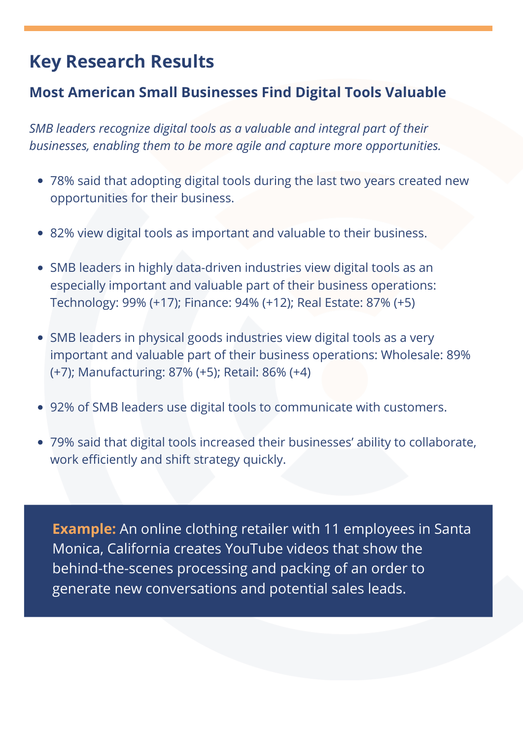# Key Research Results

## Most American Small Businesses Find Digital Tools Valuable

*SMB leaders recognize digital tools as a valuable and integral part of their businesses, enabling them to be more agile and capture more opportunities.*

- 78% said that adopting digital tools during the last two years created new opportunities for their business.
- 82% view digital tools as important and valuable to their business.
- SMB leaders in highly data-driven industries view digital tools as an especially important and valuable part of their business operations: Technology: 99% (+17); Finance: 94% (+12); Real Estate: 87% (+5)
- SMB leaders in physical goods industries view digital tools as a very important and valuable part of their business operations: Wholesale: 89% (+7); Manufacturing: 87% (+5); Retail: 86% (+4)
- 92% of SMB leaders use digital tools to communicate with customers.
- 79% said that digital tools increased their businesses' ability to collaborate, work efficiently and shift strategy quickly.

**Example:** An online clothing retailer with 11 employees in Santa Monica, California creates YouTube videos that show the behind-the-scenes processing and packing of an order to generate new conversations and potential sales leads.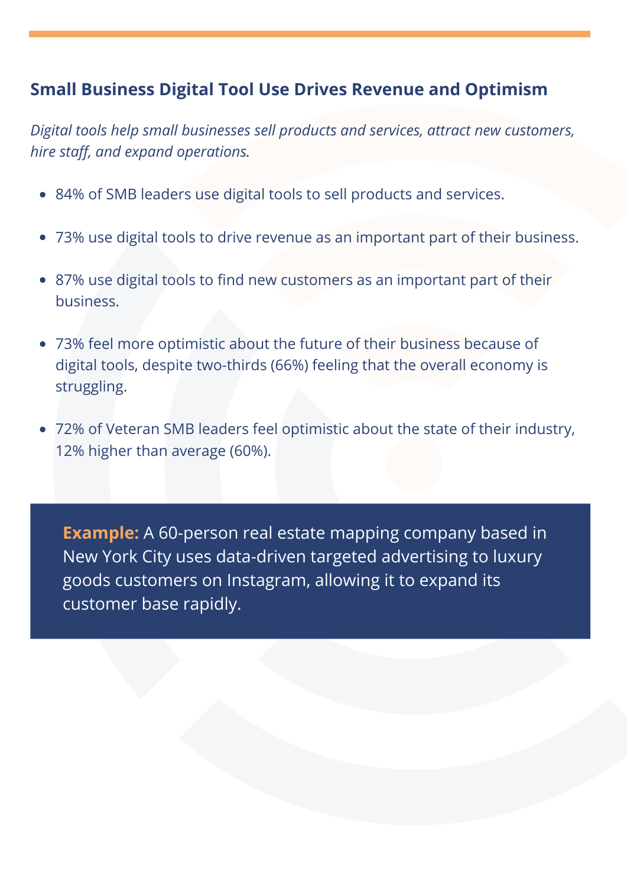## Small Business Digital Tool Use Drives Revenue and Optimism

*Digital tools help small businesses sell products and services, attract new customers, hire staff, and expand operations.*

- 84% of SMB leaders use digital tools to sell products and services.
- 73% use digital tools to drive revenue as an important part of their business.
- 87% use digital tools to find new customers as an important part of their business.
- 73% feel more optimistic about the future of their business because of digital tools, despite two-thirds (66%) feeling that the overall economy is struggling.
- 72% of Veteran SMB leaders feel optimistic about the state of their industry, 12% higher than average (60%).

**Example:** A 60-person real estate mapping company based in New York City uses data-driven targeted advertising to luxury goods customers on Instagram, allowing it to expand its customer base rapidly.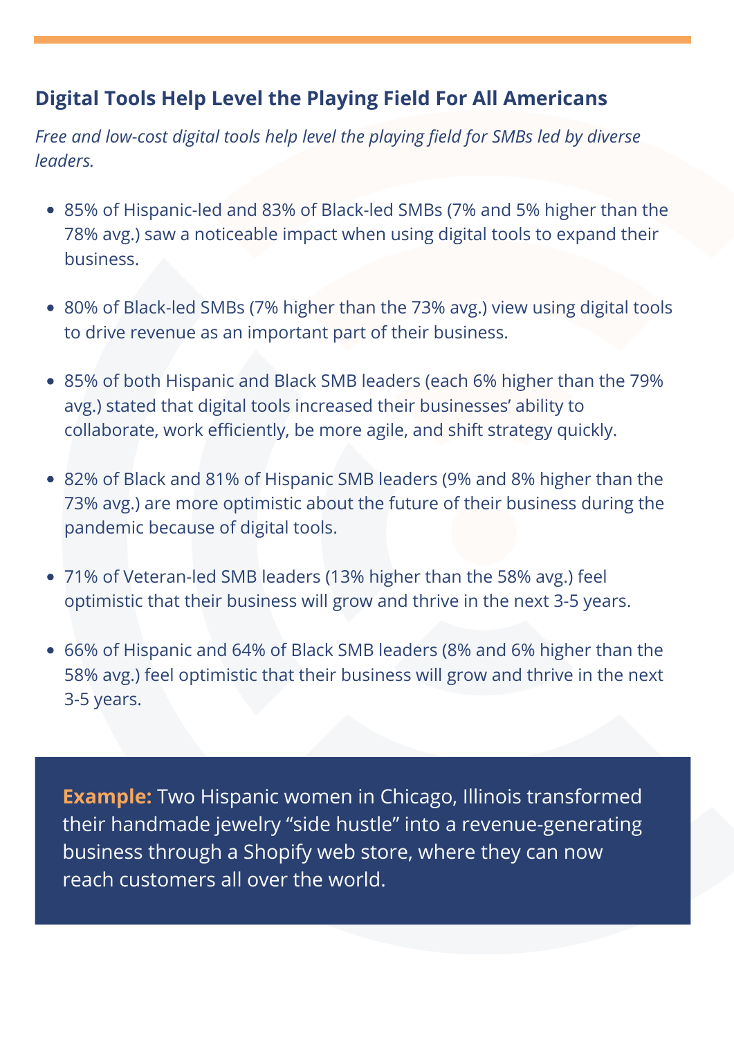## Digital Tools Help Level the Playing Field For All Americans

*Free and low-cost digital tools help level the playing field for SMBs led by diverse leaders.*

- 85% of Hispanic-led and 83% of Black-led SMBs (7% and 5% higher than the 78% avg.) saw a noticeable impact when using digital tools to expand their business.
- 80% of Black-led SMBs (7% higher than the 73% avg.) view using digital tools to drive revenue as an important part of their business.
- 85% of both Hispanic and Black SMB leaders (each 6% higher than the 79% avg.) stated that digital tools increased their businesses' ability to collaborate, work efficiently, be more agile, and shift strategy quickly.
- 82% of Black and 81% of Hispanic SMB leaders (9% and 8% higher than the 73% avg.) are more optimistic about the future of their business during the pandemic because of digital tools.
- 71% of Veteran-led SMB leaders (13% higher than the 58% avg.) feel optimistic that their business will grow and thrive in the next 3-5 years.
- 66% of Hispanic and 64% of Black SMB leaders (8% and 6% higher than the 58% avg.) feel optimistic that their business will grow and thrive in the next 3-5 years.

**Example:** Two Hispanic women in Chicago, Illinois transformed their handmade jewelry "side hustle" into a revenue-generating business through a Shopify web store, where they can now reach customers all over the world.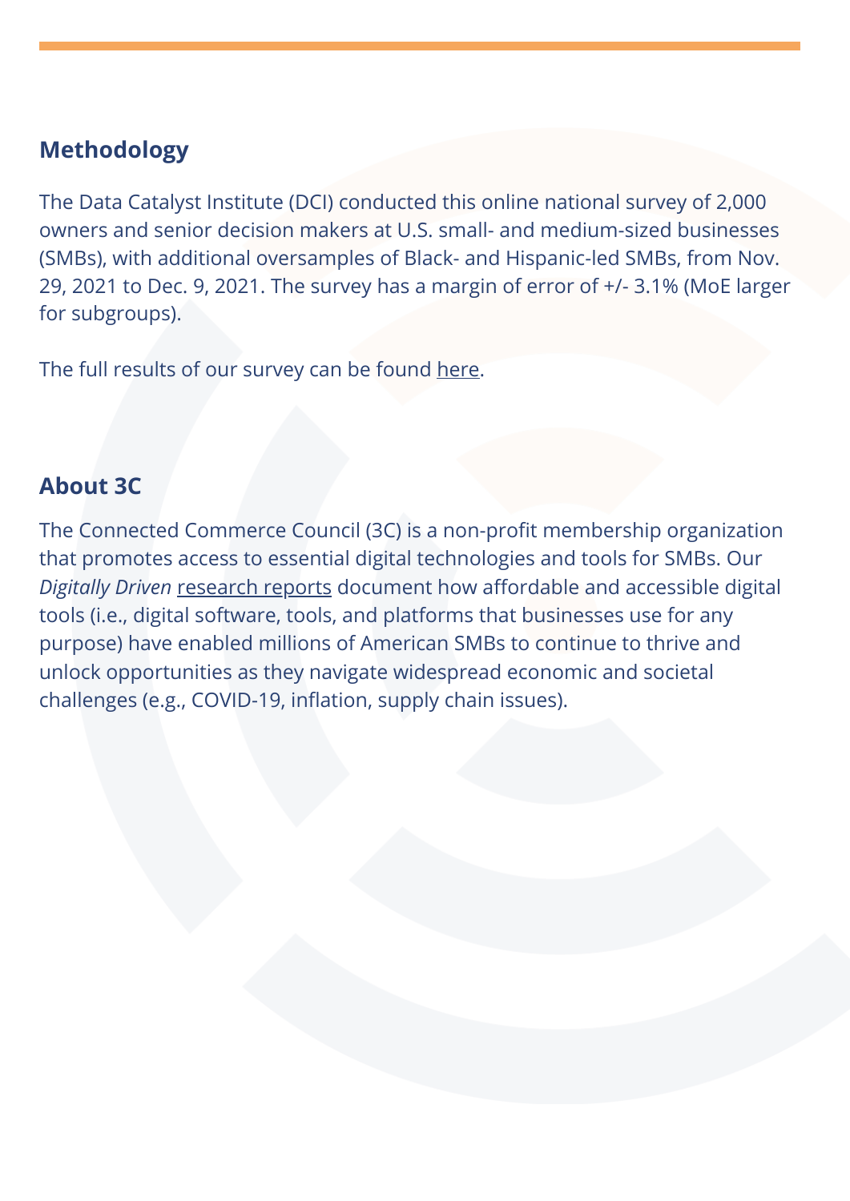## Methodology

The Data Catalyst Institute (DCI) conducted this online national survey of 2,000 owners and senior decision makers at U.S. small- and medium-sized businesses (SMBs), with additional oversamples of Black- and Hispanic-led SMBs, from Nov. 29, 2021 to Dec. 9, 2021. The survey has a margin of error of +/- 3.1% (MoE larger for subgroups).

The full results of our survey can be found here.

## About 3C

The Connected Commerce Council (3C) is a non-profit membership organization that promotes access to essential digital technologies and tools for SMBs. Our *Digitally Driven* research reports document how affordable and accessible digital tools (i.e., digital software, tools, and platforms that businesses use for any purpose) have enabled millions of American SMBs to continue to thrive and unlock opportunities as they navigate widespread economic and societal challenges (e.g., COVID-19, inflation, supply chain issues).